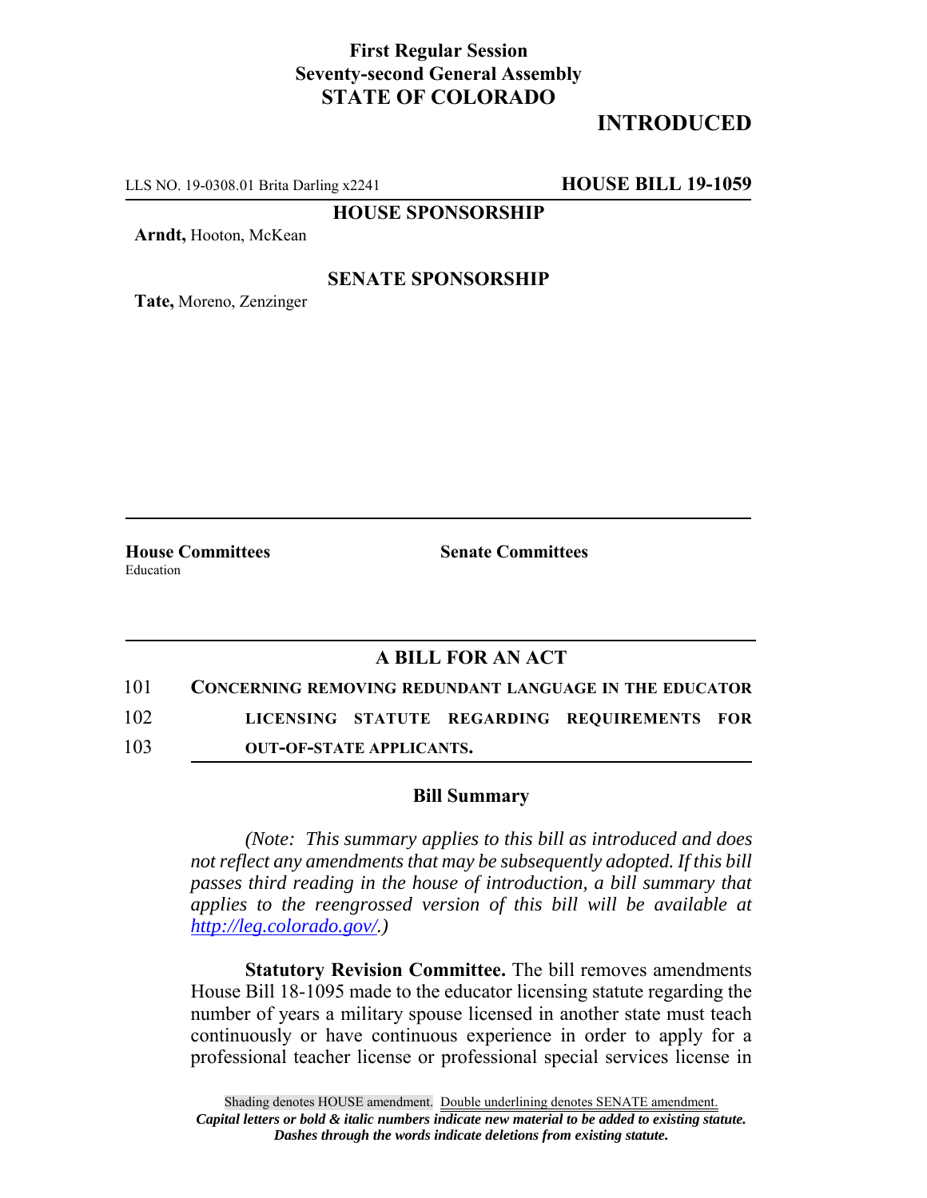**First Regular Session**
**Seventy-second General Assembly**
**STATE OF COLORADO**

**INTRODUCED**

LLS NO. 19-0308.01 Brita Darling x2241 **HOUSE BILL 19-1059**

**HOUSE SPONSORSHIP**

**Arndt,** Hooton, McKean

**SENATE SPONSORSHIP**

**Tate,** Moreno, Zenzinger

**House Committees**
Education

**Senate Committees**

## A BILL FOR AN ACT

101 **CONCERNING REMOVING REDUNDANT LANGUAGE IN THE EDUCATOR**
102 **LICENSING STATUTE REGARDING REQUIREMENTS FOR**
103 **OUT-OF-STATE APPLICANTS.**

### Bill Summary

*(Note: This summary applies to this bill as introduced and does not reflect any amendments that may be subsequently adopted. If this bill passes third reading in the house of introduction, a bill summary that applies to the reengrossed version of this bill will be available at http://leg.colorado.gov/.)*

**Statutory Revision Committee.** The bill removes amendments House Bill 18-1095 made to the educator licensing statute regarding the number of years a military spouse licensed in another state must teach continuously or have continuous experience in order to apply for a professional teacher license or professional special services license in

Shading denotes HOUSE amendment. Double underlining denotes SENATE amendment.
*Capital letters or bold & italic numbers indicate new material to be added to existing statute.*
*Dashes through the words indicate deletions from existing statute.*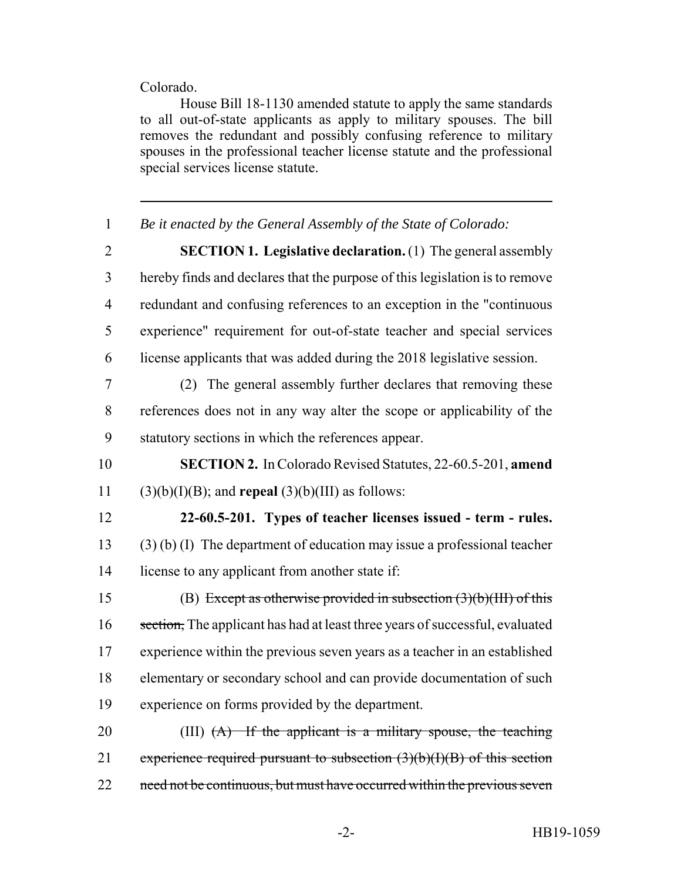Colorado.

House Bill 18-1130 amended statute to apply the same standards to all out-of-state applicants as apply to military spouses. The bill removes the redundant and possibly confusing reference to military spouses in the professional teacher license statute and the professional special services license statute.

---

1 *Be it enacted by the General Assembly of the State of Colorado:*

2 **SECTION 1. Legislative declaration.** (1) The general assembly
3 hereby finds and declares that the purpose of this legislation is to remove
4 redundant and confusing references to an exception in the "continuous
5 experience" requirement for out-of-state teacher and special services
6 license applicants that was added during the 2018 legislative session.

7 (2) The general assembly further declares that removing these
8 references does not in any way alter the scope or applicability of the
9 statutory sections in which the references appear.

10 **SECTION 2.** In Colorado Revised Statutes, 22-60.5-201, **amend**
11 (3)(b)(I)(B); and **repeal** (3)(b)(III) as follows:

12 **22-60.5-201. Types of teacher licenses issued - term - rules.**
13 (3) (b) (I) The department of education may issue a professional teacher
14 license to any applicant from another state if:

15 (B) ~~Except as otherwise provided in subsection (3)(b)(III) of this~~
16 ~~section,~~ The applicant has had at least three years of successful, evaluated
17 experience within the previous seven years as a teacher in an established
18 elementary or secondary school and can provide documentation of such
19 experience on forms provided by the department.

20 (III) ~~(A) If the applicant is a military spouse, the teaching~~
21 ~~experience required pursuant to subsection (3)(b)(I)(B) of this section~~
22 ~~need not be continuous, but must have occurred within the previous seven~~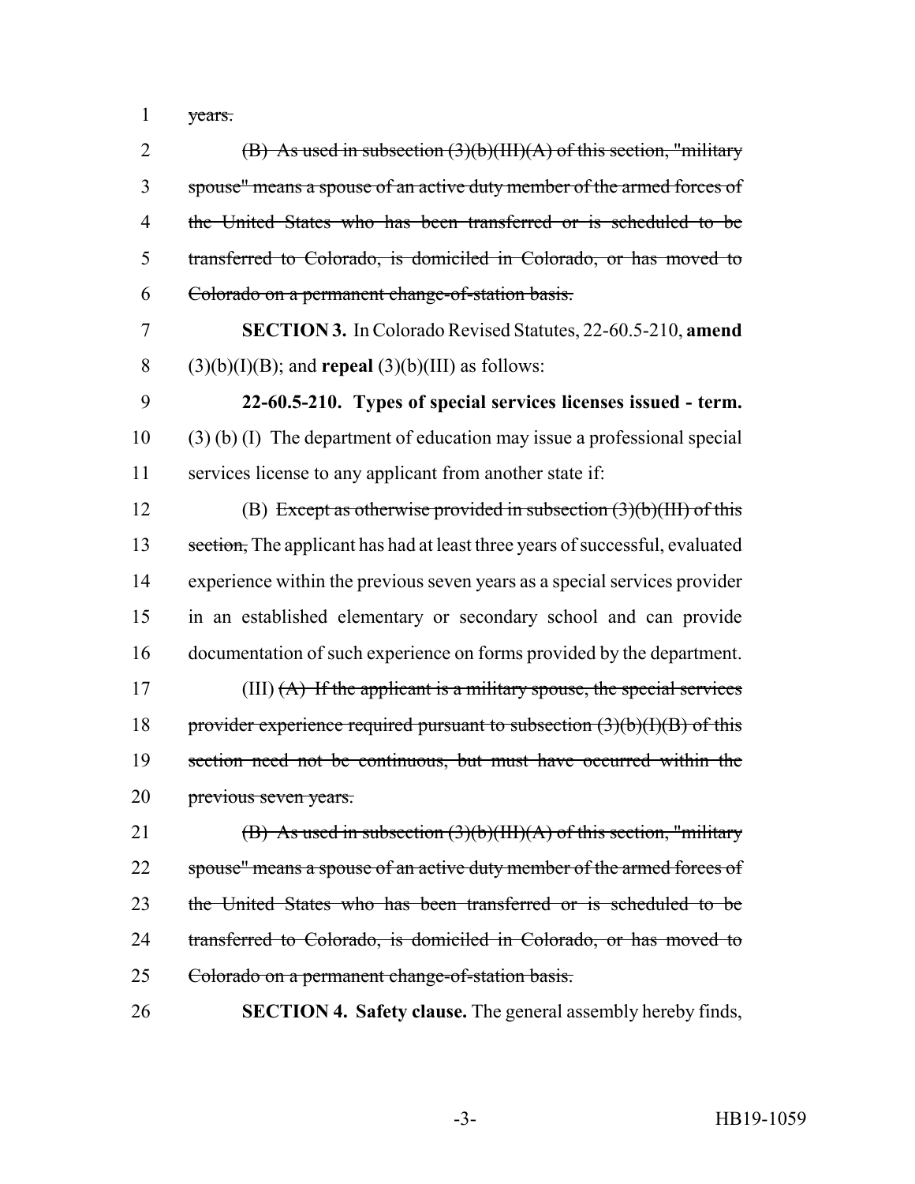~~years.~~

~~(B) As used in subsection (3)(b)(III)(A) of this section, "military spouse" means a spouse of an active duty member of the armed forces of the United States who has been transferred or is scheduled to be transferred to Colorado, is domiciled in Colorado, or has moved to Colorado on a permanent change-of-station basis.~~

**SECTION 3.** In Colorado Revised Statutes, 22-60.5-210, **amend** (3)(b)(I)(B); and **repeal** (3)(b)(III) as follows:

**22-60.5-210. Types of special services licenses issued - term.** (3) (b) (I) The department of education may issue a professional special services license to any applicant from another state if:

(B) ~~Except as otherwise provided in subsection (3)(b)(III) of this section,~~ The applicant has had at least three years of successful, evaluated experience within the previous seven years as a special services provider in an established elementary or secondary school and can provide documentation of such experience on forms provided by the department.

(III) ~~(A) If the applicant is a military spouse, the special services provider experience required pursuant to subsection (3)(b)(I)(B) of this section need not be continuous, but must have occurred within the previous seven years.~~

~~(B) As used in subsection (3)(b)(III)(A) of this section, "military spouse" means a spouse of an active duty member of the armed forces of the United States who has been transferred or is scheduled to be transferred to Colorado, is domiciled in Colorado, or has moved to Colorado on a permanent change-of-station basis.~~

**SECTION 4. Safety clause.** The general assembly hereby finds,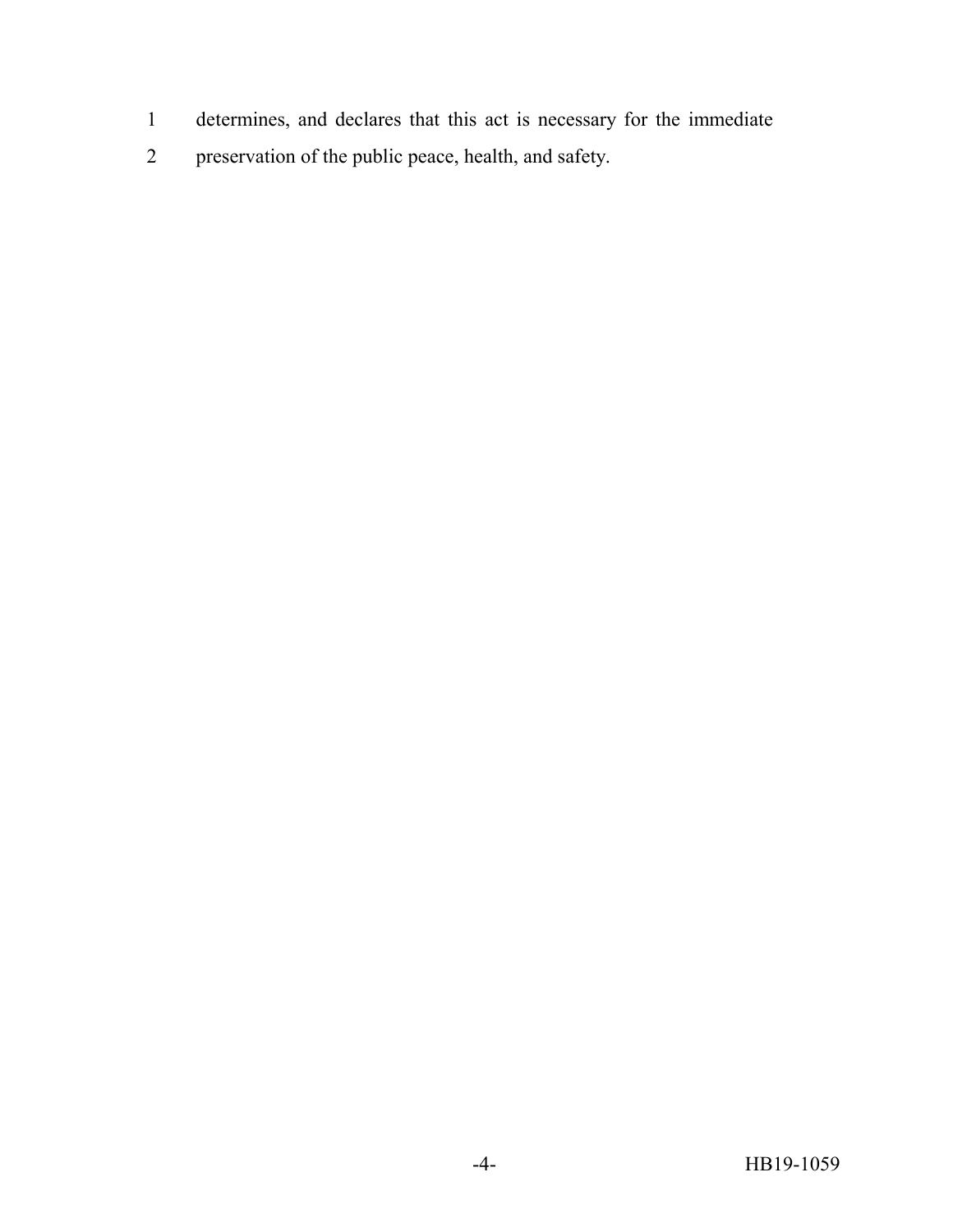1 determines, and declares that this act is necessary for the immediate
2 preservation of the public peace, health, and safety.